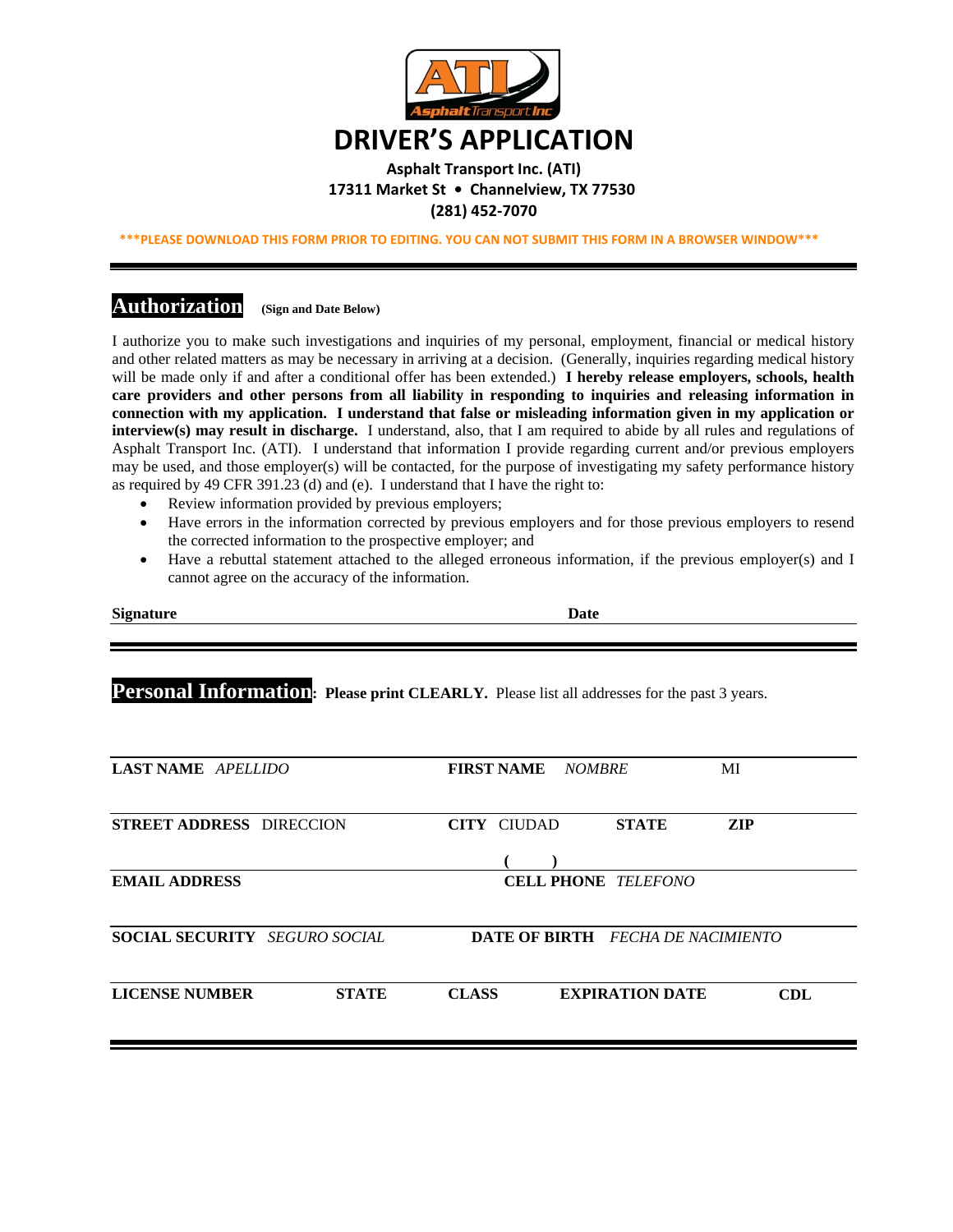# DRIVER'S APPLICATION

**Asphalt Transport Inc. (ATI)**
**17311 Market St • Channelview, TX 77530**
**(281) 452-7070**

**\*\*\*PLEASE DOWNLOAD THIS FORM PRIOR TO EDITING. YOU CAN NOT SUBMIT THIS FORM IN A BROWSER WINDOW\*\*\***

---

## Authorization

**(Sign and Date Below)**

I authorize you to make such investigations and inquiries of my personal, employment, financial or medical history and other related matters as may be necessary in arriving at a decision. (Generally, inquiries regarding medical history will be made only if and after a conditional offer has been extended.) **I hereby release employers, schools, health care providers and other persons from all liability in responding to inquiries and releasing information in connection with my application. I understand that false or misleading information given in my application or interview(s) may result in discharge.** I understand, also, that I am required to abide by all rules and regulations of Asphalt Transport Inc. (ATI). I understand that information I provide regarding current and/or previous employers may be used, and those employer(s) will be contacted, for the purpose of investigating my safety performance history as required by 49 CFR 391.23 (d) and (e). I understand that I have the right to:

- Review information provided by previous employers;
- Have errors in the information corrected by previous employers and for those previous employers to resend the corrected information to the prospective employer; and
- Have a rebuttal statement attached to the alleged erroneous information, if the previous employer(s) and I cannot agree on the accuracy of the information.

**Signature** ______________________________ **Date** ______________________________

---

## Personal Information

**Please print CLEARLY.** Please list all addresses for the past 3 years.

| **LAST NAME** *APELLIDO* | | **FIRST NAME** *NOMBRE* | | **MI** |
|---|---|---|---|---|
| **STREET ADDRESS** DIRECCION | | **CITY** CIUDAD | **STATE** | **ZIP** |
| **EMAIL ADDRESS** | | **CELL PHONE** *TELEFONO* **( )** | | |
| **SOCIAL SECURITY** *SEGURO SOCIAL* | | **DATE OF BIRTH** *FECHA DE NACIMIENTO* | | |
| **LICENSE NUMBER** | **STATE** | **CLASS** | **EXPIRATION DATE** | **CDL** |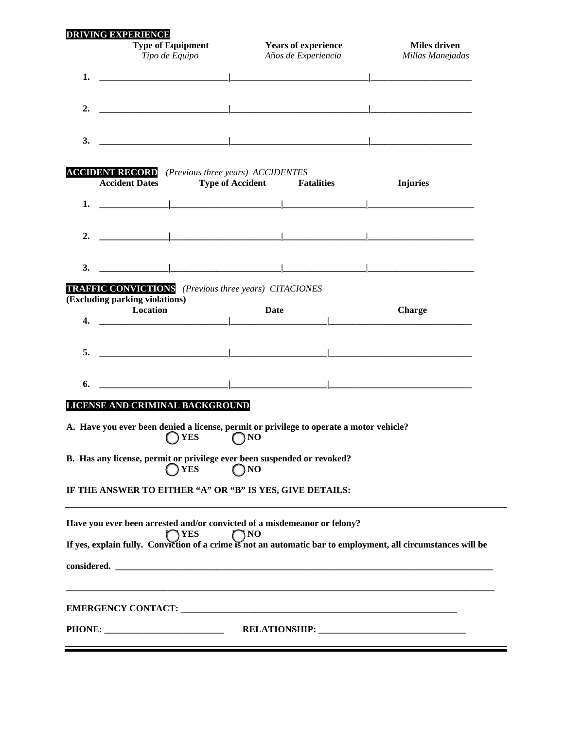## DRIVING EXPERIENCE

| | Type of Equipment<br>*Tipo de Equipo* | Years of experience<br>*Años de Experiencia* | Miles driven<br>*Millas Manejadas* |
|---|---|---|---|
| 1. | | | |
| 2. | | | |
| 3. | | | |

## ACCIDENT RECORD *(Previous three years) ACCIDENTES*

| | Accident Dates | Type of Accident | Fatalities | Injuries |
|---|---|---|---|---|
| 1. | | | | |
| 2. | | | | |
| 3. | | | | |

## TRAFFIC CONVICTIONS *(Previous three years) CITACIONES*

**(Excluding parking violations)**

| | Location | Date | Charge |
|---|---|---|---|
| 4. | | | |
| 5. | | | |
| 6. | | | |

## LICENSE AND CRIMINAL BACKGROUND

**A. Have you ever been denied a license, permit or privilege to operate a motor vehicle?**

◯ **YES** ◯ **NO**

**B. Has any license, permit or privilege ever been suspended or revoked?**

◯ **YES** ◯ **NO**

**IF THE ANSWER TO EITHER "A" OR "B" IS YES, GIVE DETAILS:**

___________________________________________________________________________

**Have you ever been arrested and/or convicted of a misdemeanor or felony?**

◯ **YES** ◯ **NO**

**If yes, explain fully. Conviction of a crime is not an automatic bar to employment, all circumstances will be considered.** ___________________________________________________________________________

___________________________________________________________________________

**EMERGENCY CONTACT:** ___________________________________________________________________________

**PHONE:** ___________________________ **RELATIONSHIP:** ________________________________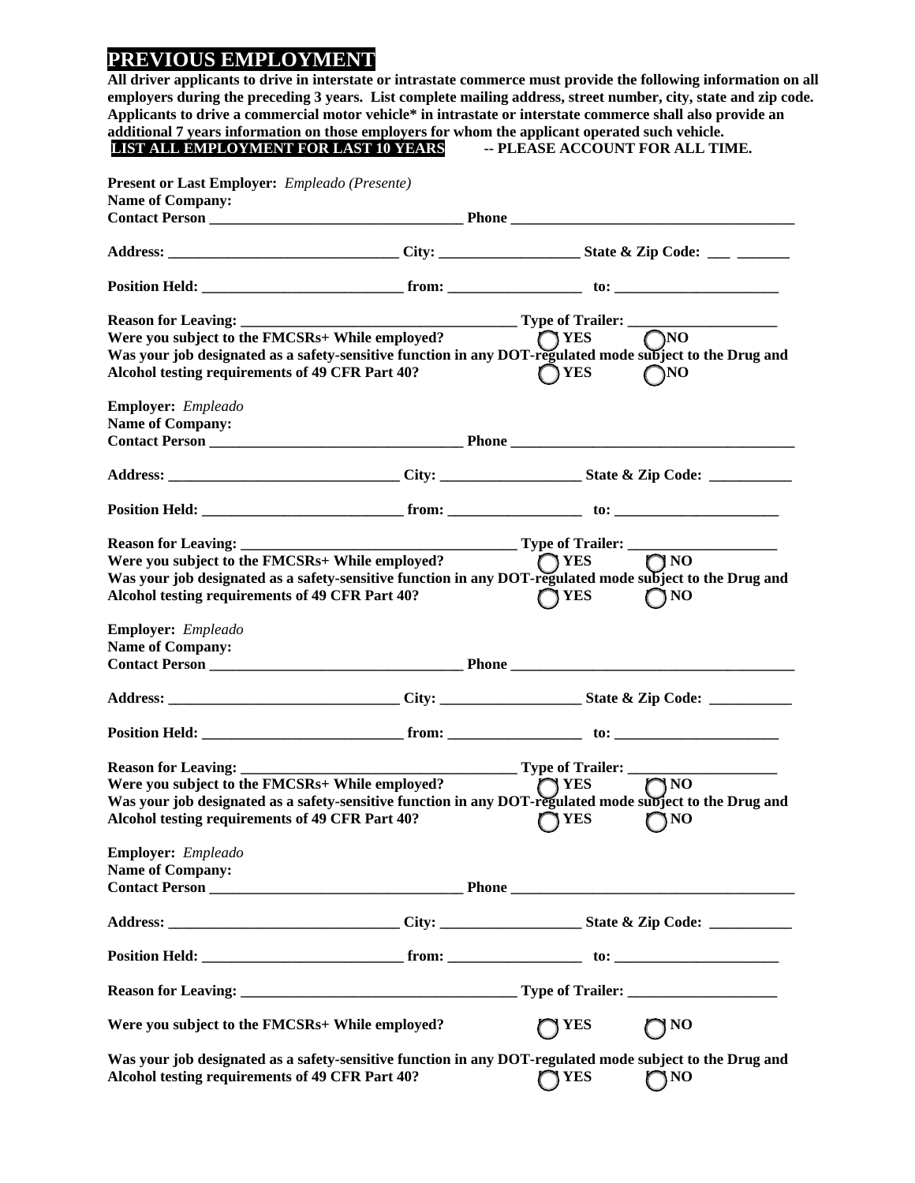# PREVIOUS EMPLOYMENT

**All driver applicants to drive in interstate or intrastate commerce must provide the following information on all employers during the preceding 3 years. List complete mailing address, street number, city, state and zip code. Applicants to drive a commercial motor vehicle* in intrastate or interstate commerce shall also provide an additional 7 years information on those employers for whom the applicant operated such vehicle.**

**LIST ALL EMPLOYMENT FOR LAST 10 YEARS -- PLEASE ACCOUNT FOR ALL TIME.**

**Present or Last Employer:** *Empleado (Presente)*
**Name of Company:**
**Contact Person** ________________________________ **Phone** ____________________________________

**Address:** ______________________________ **City:** __________________ **State & Zip Code:** ___ _______

**Position Held:** __________________________ **from:** _________________ **to:** _____________________

**Reason for Leaving:** ____________________________________ **Type of Trailer:** ____________________
**Were you subject to the FMCSRs+ While employed?** ◯ **YES** ◯ **NO**
**Was your job designated as a safety-sensitive function in any DOT-regulated mode subject to the Drug and Alcohol testing requirements of 49 CFR Part 40?** ◯ **YES** ◯ **NO**

**Employer:** *Empleado*
**Name of Company:**
**Contact Person** ________________________________ **Phone** ____________________________________

**Address:** ______________________________ **City:** __________________ **State & Zip Code:** __________

**Position Held:** __________________________ **from:** _________________ **to:** _____________________

**Reason for Leaving:** ____________________________________ **Type of Trailer:** ____________________
**Were you subject to the FMCSRs+ While employed?** ◯ **YES** ◯ **NO**
**Was your job designated as a safety-sensitive function in any DOT-regulated mode subject to the Drug and Alcohol testing requirements of 49 CFR Part 40?** ◯ **YES** ◯ **NO**

**Employer:** *Empleado*
**Name of Company:**
**Contact Person** ________________________________ **Phone** ____________________________________

**Address:** ______________________________ **City:** __________________ **State & Zip Code:** __________

**Position Held:** __________________________ **from:** _________________ **to:** _____________________

**Reason for Leaving:** ____________________________________ **Type of Trailer:** ____________________
**Were you subject to the FMCSRs+ While employed?** ◯ **YES** ◯ **NO**
**Was your job designated as a safety-sensitive function in any DOT-regulated mode subject to the Drug and Alcohol testing requirements of 49 CFR Part 40?** ◯ **YES** ◯ **NO**

**Employer:** *Empleado*
**Name of Company:**
**Contact Person** ________________________________ **Phone** ____________________________________

**Address:** ______________________________ **City:** __________________ **State & Zip Code:** __________

**Position Held:** __________________________ **from:** _________________ **to:** _____________________

**Reason for Leaving:** ____________________________________ **Type of Trailer:** ____________________

**Were you subject to the FMCSRs+ While employed?** ◯ **YES** ◯ **NO**

**Was your job designated as a safety-sensitive function in any DOT-regulated mode subject to the Drug and Alcohol testing requirements of 49 CFR Part 40?** ◯ **YES** ◯ **NO**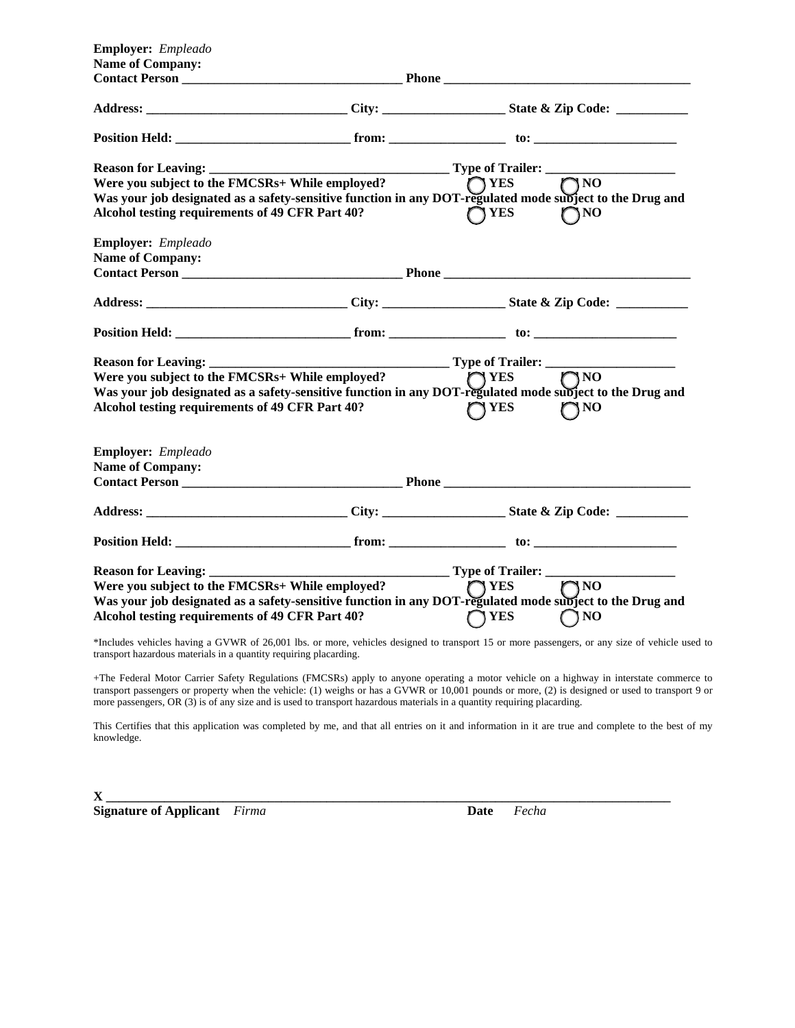**Employer:** *Empleado*
**Name of Company:**
**Contact Person** ________________________________ **Phone** ____________________________________

**Address:** ______________________________ **City:** __________________ **State & Zip Code:** ___________

**Position Held:** __________________________ **from:** _________________ **to:** _____________________

**Reason for Leaving:** ___________________________________ **Type of Trailer:** ____________________
**Were you subject to the FMCSRs+ While employed?** ◯ **YES** ◯ **NO**
**Was your job designated as a safety-sensitive function in any DOT-regulated mode subject to the Drug and Alcohol testing requirements of 49 CFR Part 40?** ◯ **YES** ◯ **NO**

**Employer:** *Empleado*
**Name of Company:**
**Contact Person** ________________________________ **Phone** ____________________________________

**Address:** ______________________________ **City:** __________________ **State & Zip Code:** ___________

**Position Held:** __________________________ **from:** _________________ **to:** _____________________

**Reason for Leaving:** ___________________________________ **Type of Trailer:** ____________________
**Were you subject to the FMCSRs+ While employed?** ◯ **YES** ◯ **NO**
**Was your job designated as a safety-sensitive function in any DOT-regulated mode subject to the Drug and Alcohol testing requirements of 49 CFR Part 40?** ◯ **YES** ◯ **NO**

**Employer:** *Empleado*
**Name of Company:**
**Contact Person** ________________________________ **Phone** ____________________________________

**Address:** ______________________________ **City:** __________________ **State & Zip Code:** ___________

**Position Held:** __________________________ **from:** _________________ **to:** _____________________

**Reason for Leaving:** ___________________________________ **Type of Trailer:** ____________________
**Were you subject to the FMCSRs+ While employed?** ◯ **YES** ◯ **NO**
**Was your job designated as a safety-sensitive function in any DOT-regulated mode subject to the Drug and Alcohol testing requirements of 49 CFR Part 40?** ◯ **YES** ◯ **NO**

*Includes vehicles having a GVWR of 26,001 lbs. or more, vehicles designed to transport 15 or more passengers, or any size of vehicle used to transport hazardous materials in a quantity requiring placarding.

+The Federal Motor Carrier Safety Regulations (FMCSRs) apply to anyone operating a motor vehicle on a highway in interstate commerce to transport passengers or property when the vehicle: (1) weighs or has a GVWR or 10,001 pounds or more, (2) is designed or used to transport 9 or more passengers, OR (3) is of any size and is used to transport hazardous materials in a quantity requiring placarding.

This Certifies that this application was completed by me, and that all entries on it and information in it are true and complete to the best of my knowledge.

**X** ________________________________________________________________________________
**Signature of Applicant** *Firma* **Date** *Fecha*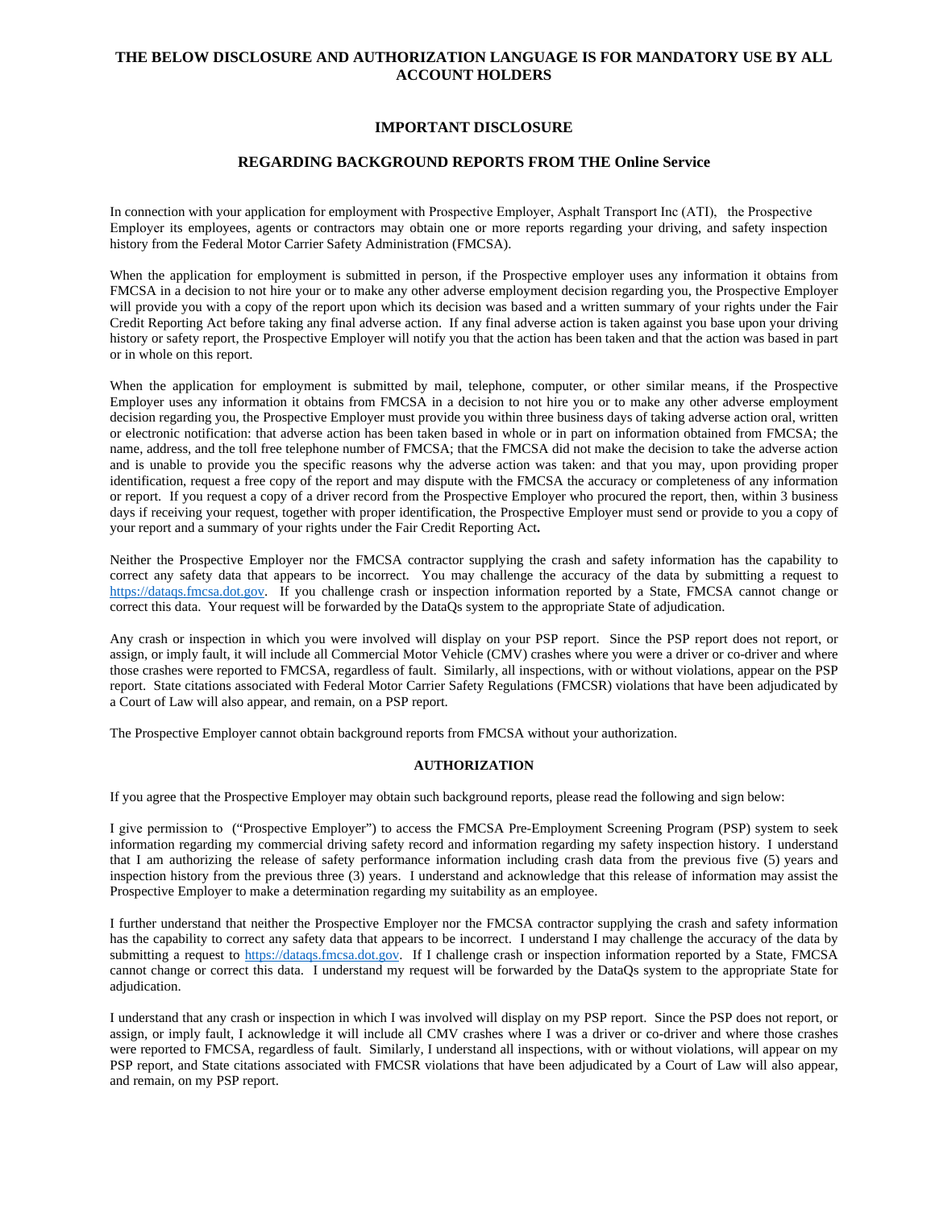**THE BELOW DISCLOSURE AND AUTHORIZATION LANGUAGE IS FOR MANDATORY USE BY ALL ACCOUNT HOLDERS**

## IMPORTANT DISCLOSURE

## REGARDING BACKGROUND REPORTS FROM THE Online Service

In connection with your application for employment with Prospective Employer, Asphalt Transport Inc (ATI), the Prospective Employer its employees, agents or contractors may obtain one or more reports regarding your driving, and safety inspection history from the Federal Motor Carrier Safety Administration (FMCSA).

When the application for employment is submitted in person, if the Prospective employer uses any information it obtains from FMCSA in a decision to not hire your or to make any other adverse employment decision regarding you, the Prospective Employer will provide you with a copy of the report upon which its decision was based and a written summary of your rights under the Fair Credit Reporting Act before taking any final adverse action. If any final adverse action is taken against you base upon your driving history or safety report, the Prospective Employer will notify you that the action has been taken and that the action was based in part or in whole on this report.

When the application for employment is submitted by mail, telephone, computer, or other similar means, if the Prospective Employer uses any information it obtains from FMCSA in a decision to not hire you or to make any other adverse employment decision regarding you, the Prospective Employer must provide you within three business days of taking adverse action oral, written or electronic notification: that adverse action has been taken based in whole or in part on information obtained from FMCSA; the name, address, and the toll free telephone number of FMCSA; that the FMCSA did not make the decision to take the adverse action and is unable to provide you the specific reasons why the adverse action was taken: and that you may, upon providing proper identification, request a free copy of the report and may dispute with the FMCSA the accuracy or completeness of any information or report. If you request a copy of a driver record from the Prospective Employer who procured the report, then, within 3 business days if receiving your request, together with proper identification, the Prospective Employer must send or provide to you a copy of your report and a summary of your rights under the Fair Credit Reporting Act**.**

Neither the Prospective Employer nor the FMCSA contractor supplying the crash and safety information has the capability to correct any safety data that appears to be incorrect. You may challenge the accuracy of the data by submitting a request to https://dataqs.fmcsa.dot.gov. If you challenge crash or inspection information reported by a State, FMCSA cannot change or correct this data. Your request will be forwarded by the DataQs system to the appropriate State of adjudication.

Any crash or inspection in which you were involved will display on your PSP report. Since the PSP report does not report, or assign, or imply fault, it will include all Commercial Motor Vehicle (CMV) crashes where you were a driver or co-driver and where those crashes were reported to FMCSA, regardless of fault. Similarly, all inspections, with or without violations, appear on the PSP report. State citations associated with Federal Motor Carrier Safety Regulations (FMCSR) violations that have been adjudicated by a Court of Law will also appear, and remain, on a PSP report.

The Prospective Employer cannot obtain background reports from FMCSA without your authorization.

### AUTHORIZATION

If you agree that the Prospective Employer may obtain such background reports, please read the following and sign below:

I give permission to ("Prospective Employer") to access the FMCSA Pre-Employment Screening Program (PSP) system to seek information regarding my commercial driving safety record and information regarding my safety inspection history. I understand that I am authorizing the release of safety performance information including crash data from the previous five (5) years and inspection history from the previous three (3) years. I understand and acknowledge that this release of information may assist the Prospective Employer to make a determination regarding my suitability as an employee.

I further understand that neither the Prospective Employer nor the FMCSA contractor supplying the crash and safety information has the capability to correct any safety data that appears to be incorrect. I understand I may challenge the accuracy of the data by submitting a request to https://dataqs.fmcsa.dot.gov. If I challenge crash or inspection information reported by a State, FMCSA cannot change or correct this data. I understand my request will be forwarded by the DataQs system to the appropriate State for adjudication.

I understand that any crash or inspection in which I was involved will display on my PSP report. Since the PSP does not report, or assign, or imply fault, I acknowledge it will include all CMV crashes where I was a driver or co-driver and where those crashes were reported to FMCSA, regardless of fault. Similarly, I understand all inspections, with or without violations, will appear on my PSP report, and State citations associated with FMCSR violations that have been adjudicated by a Court of Law will also appear, and remain, on my PSP report.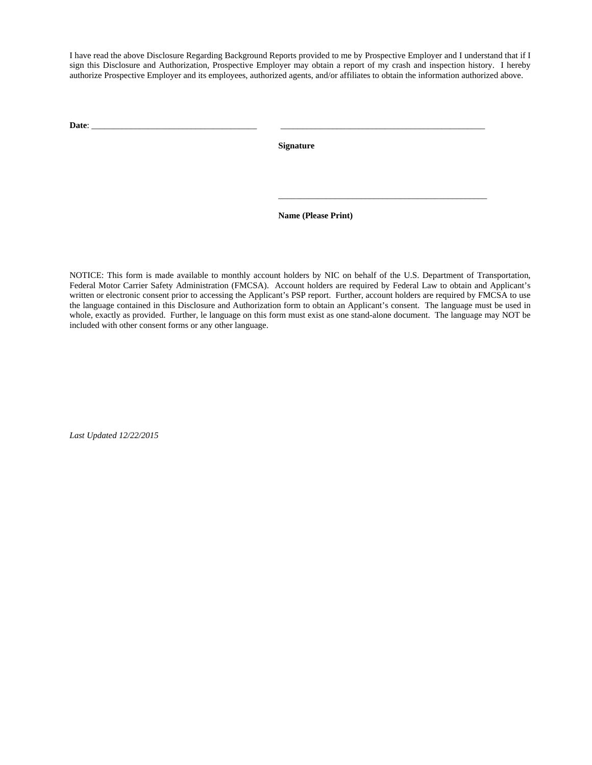I have read the above Disclosure Regarding Background Reports provided to me by Prospective Employer and I understand that if I sign this Disclosure and Authorization, Prospective Employer may obtain a report of my crash and inspection history. I hereby authorize Prospective Employer and its employees, authorized agents, and/or affiliates to obtain the information authorized above.

**Date**: ______________________________________ ______________________________________________

**Signature**

______________________________________________

**Name (Please Print)**

NOTICE: This form is made available to monthly account holders by NIC on behalf of the U.S. Department of Transportation, Federal Motor Carrier Safety Administration (FMCSA). Account holders are required by Federal Law to obtain and Applicant's written or electronic consent prior to accessing the Applicant's PSP report. Further, account holders are required by FMCSA to use the language contained in this Disclosure and Authorization form to obtain an Applicant's consent. The language must be used in whole, exactly as provided. Further, le language on this form must exist as one stand-alone document. The language may NOT be included with other consent forms or any other language.

*Last Updated 12/22/2015*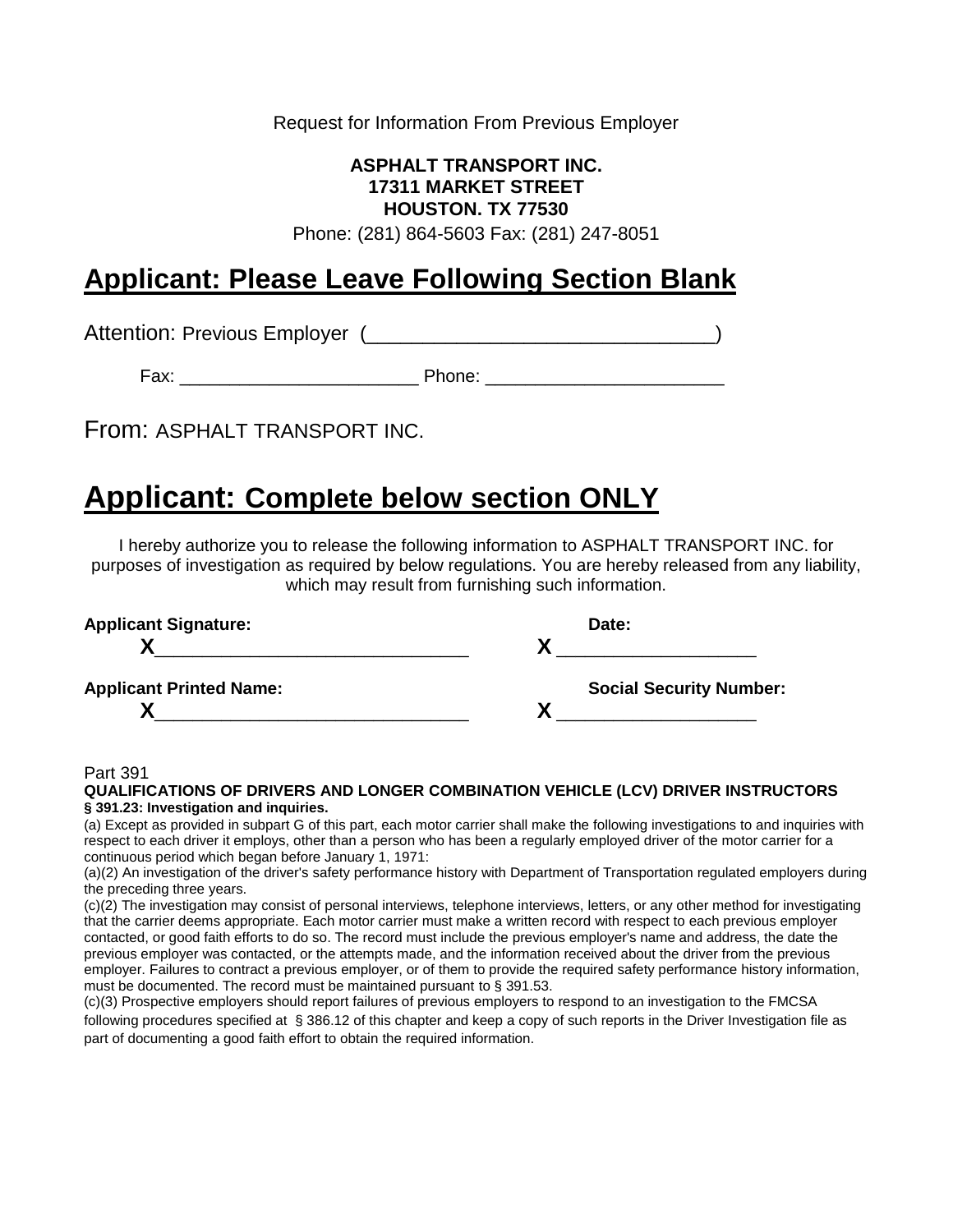Request for Information From Previous Employer

**ASPHALT TRANSPORT INC.**
**17311 MARKET STREET**
**HOUSTON. TX 77530**

Phone: (281) 864-5603 Fax: (281) 247-8051

## Applicant: Please Leave Following Section Blank

Attention: Previous Employer (_______________________________)

Fax: _______________________ Phone: _______________________

From: ASPHALT TRANSPORT INC.

## Applicant: Complete below section ONLY

I hereby authorize you to release the following information to ASPHALT TRANSPORT INC. for purposes of investigation as required by below regulations. You are hereby released from any liability, which may result from furnishing such information.

**Applicant Signature:** **X**_____________________________ **Date:** **X** __________________

**Applicant Printed Name:** **X**_____________________________ **Social Security Number:** **X** __________________

Part 391

**QUALIFICATIONS OF DRIVERS AND LONGER COMBINATION VEHICLE (LCV) DRIVER INSTRUCTORS**

**§ 391.23: Investigation and inquiries.**

(a) Except as provided in subpart G of this part, each motor carrier shall make the following investigations to and inquiries with respect to each driver it employs, other than a person who has been a regularly employed driver of the motor carrier for a continuous period which began before January 1, 1971:

(a)(2) An investigation of the driver's safety performance history with Department of Transportation regulated employers during the preceding three years.

(c)(2) The investigation may consist of personal interviews, telephone interviews, letters, or any other method for investigating that the carrier deems appropriate. Each motor carrier must make a written record with respect to each previous employer contacted, or good faith efforts to do so. The record must include the previous employer's name and address, the date the previous employer was contacted, or the attempts made, and the information received about the driver from the previous employer. Failures to contract a previous employer, or of them to provide the required safety performance history information, must be documented. The record must be maintained pursuant to § 391.53.

(c)(3) Prospective employers should report failures of previous employers to respond to an investigation to the FMCSA following procedures specified at § 386.12 of this chapter and keep a copy of such reports in the Driver Investigation file as part of documenting a good faith effort to obtain the required information.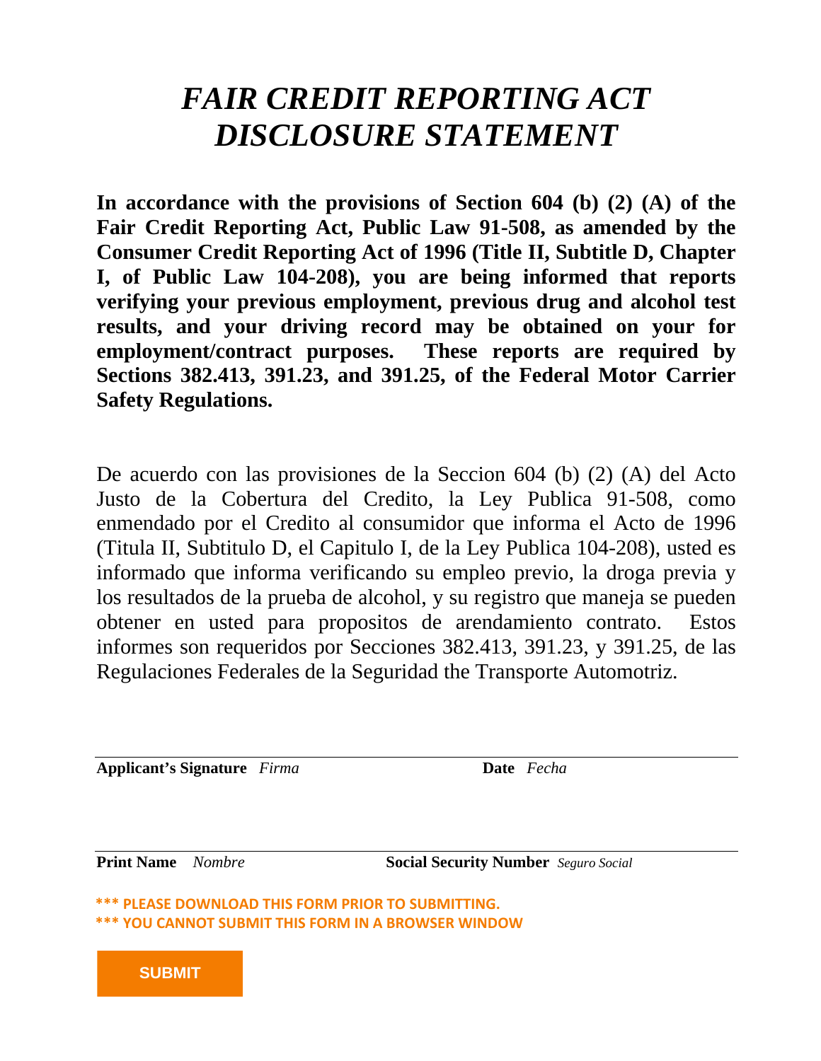# *FAIR CREDIT REPORTING ACT DISCLOSURE STATEMENT*

**In accordance with the provisions of Section 604 (b) (2) (A) of the Fair Credit Reporting Act, Public Law 91-508, as amended by the Consumer Credit Reporting Act of 1996 (Title II, Subtitle D, Chapter I, of Public Law 104-208), you are being informed that reports verifying your previous employment, previous drug and alcohol test results, and your driving record may be obtained on your for employment/contract purposes. These reports are required by Sections 382.413, 391.23, and 391.25, of the Federal Motor Carrier Safety Regulations.**

De acuerdo con las provisiones de la Seccion 604 (b) (2) (A) del Acto Justo de la Cobertura del Credito, la Ley Publica 91-508, como enmendado por el Credito al consumidor que informa el Acto de 1996 (Titula II, Subtitulo D, el Capitulo I, de la Ley Publica 104-208), usted es informado que informa verificando su empleo previo, la droga previa y los resultados de la prueba de alcohol, y su registro que maneja se pueden obtener en usted para propositos de arendamiento contrato. Estos informes son requeridos por Secciones 382.413, 391.23, y 391.25, de las Regulaciones Federales de la Seguridad the Transporte Automotriz.

**Applicant's Signature** *Firma* **Date** *Fecha*

**Print Name** *Nombre* **Social Security Number** *Seguro Social*

**\*\*\* PLEASE DOWNLOAD THIS FORM PRIOR TO SUBMITTING.**
**\*\*\* YOU CANNOT SUBMIT THIS FORM IN A BROWSER WINDOW**

SUBMIT